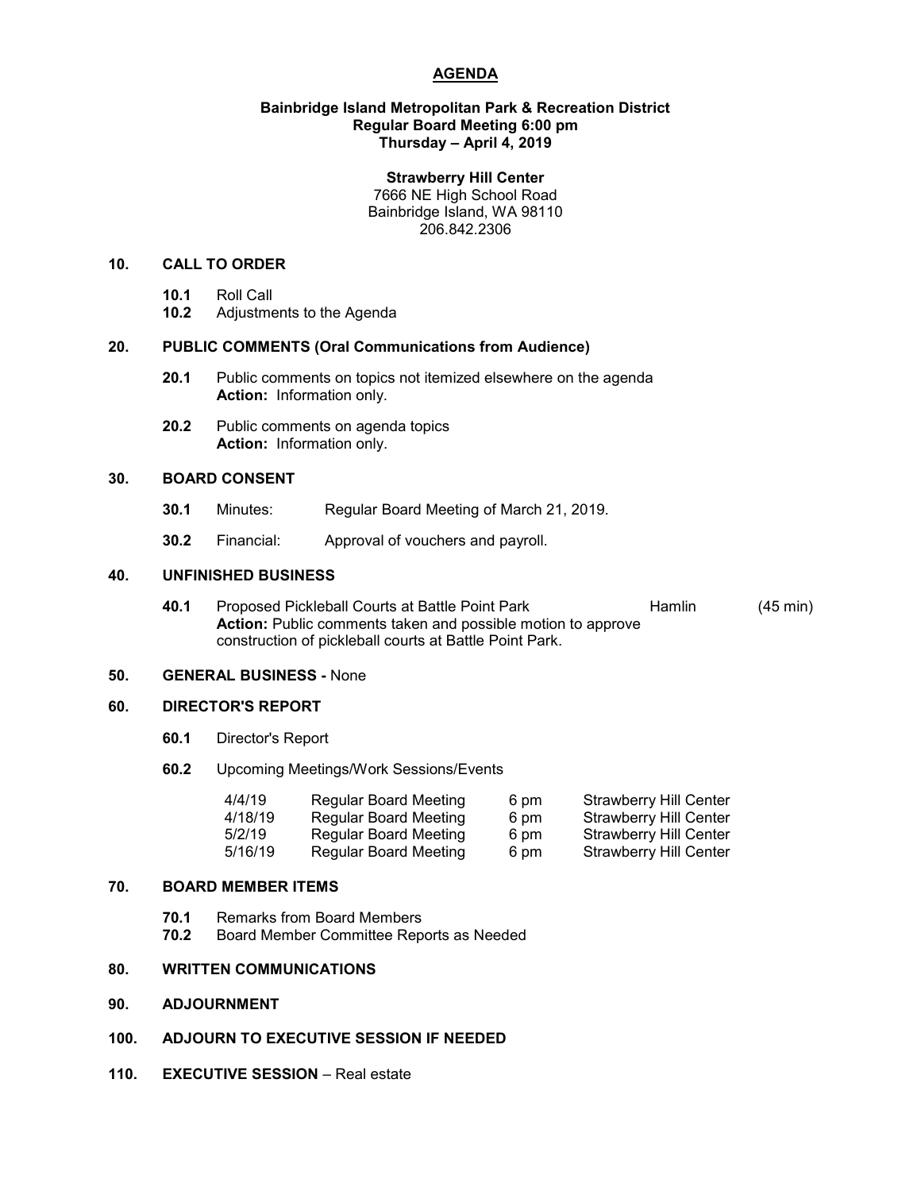# AGENDA

**Bainbridge Island Metropolitan Park & Recreation District**
**Regular Board Meeting 6:00 pm**
**Thursday – April 4, 2019**

**Strawberry Hill Center**
7666 NE High School Road
Bainbridge Island, WA 98110
206.842.2306

## 10. CALL TO ORDER

- **10.1** Roll Call
- **10.2** Adjustments to the Agenda

## 20. PUBLIC COMMENTS (Oral Communications from Audience)

- **20.1** Public comments on topics not itemized elsewhere on the agenda
  **Action:** Information only.
- **20.2** Public comments on agenda topics
  **Action:** Information only.

## 30. BOARD CONSENT

- **30.1** Minutes: Regular Board Meeting of March 21, 2019.
- **30.2** Financial: Approval of vouchers and payroll.

## 40. UNFINISHED BUSINESS

- **40.1** Proposed Pickleball Courts at Battle Point Park — Hamlin (45 min)
  **Action:** Public comments taken and possible motion to approve construction of pickleball courts at Battle Point Park.

## 50. GENERAL BUSINESS - None

## 60. DIRECTOR'S REPORT

- **60.1** Director's Report
- **60.2** Upcoming Meetings/Work Sessions/Events

| | | | |
|---|---|---|---|
| 4/4/19 | Regular Board Meeting | 6 pm | Strawberry Hill Center |
| 4/18/19 | Regular Board Meeting | 6 pm | Strawberry Hill Center |
| 5/2/19 | Regular Board Meeting | 6 pm | Strawberry Hill Center |
| 5/16/19 | Regular Board Meeting | 6 pm | Strawberry Hill Center |

## 70. BOARD MEMBER ITEMS

- **70.1** Remarks from Board Members
- **70.2** Board Member Committee Reports as Needed

## 80. WRITTEN COMMUNICATIONS

## 90. ADJOURNMENT

## 100. ADJOURN TO EXECUTIVE SESSION IF NEEDED

## 110. EXECUTIVE SESSION – Real estate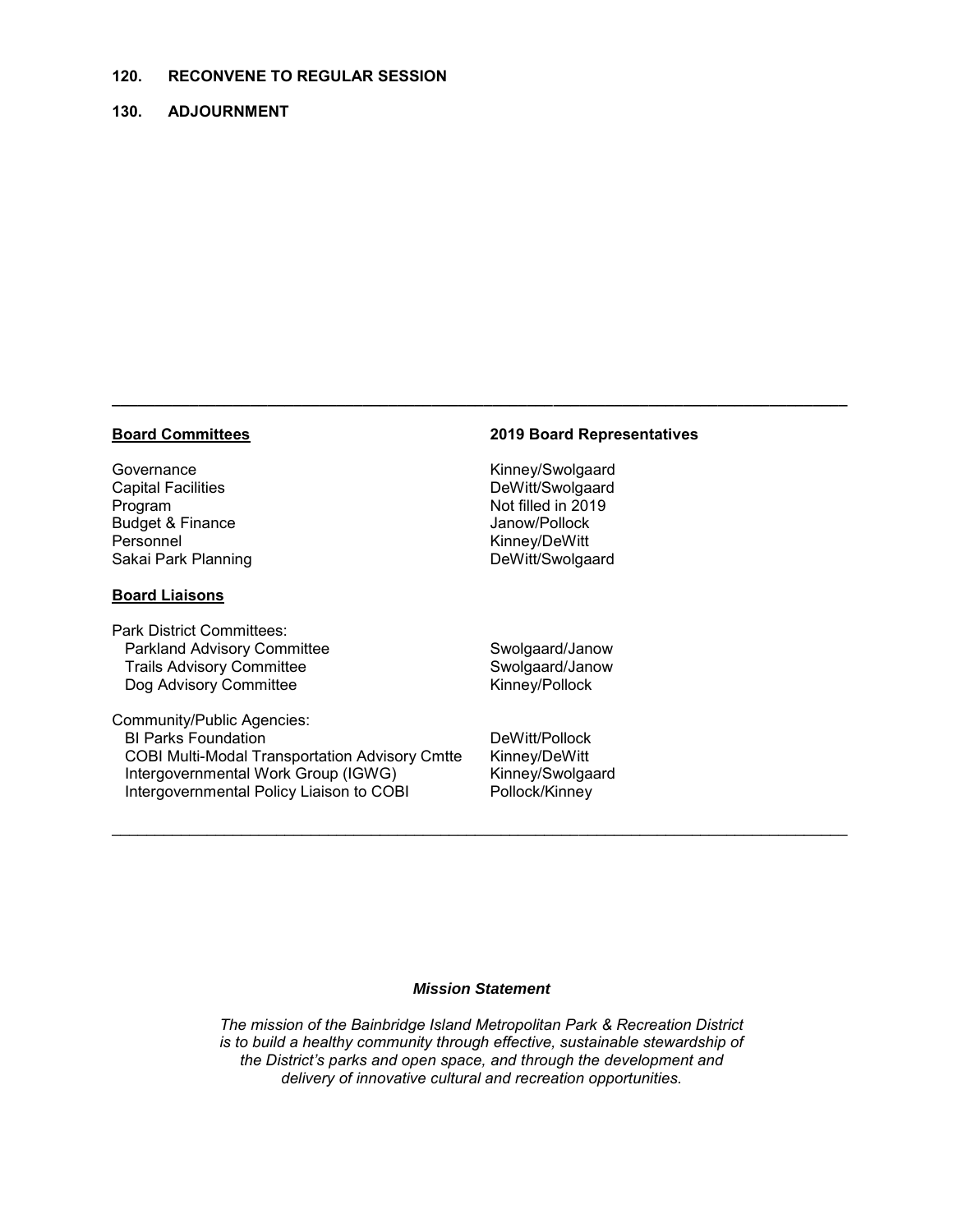**120. RECONVENE TO REGULAR SESSION**

**130. ADJOURNMENT**

---

| **Board Committees** | **2019 Board Representatives** |
|---|---|
| Governance | Kinney/Swolgaard |
| Capital Facilities | DeWitt/Swolgaard |
| Program | Not filled in 2019 |
| Budget & Finance | Janow/Pollock |
| Personnel | Kinney/DeWitt |
| Sakai Park Planning | DeWitt/Swolgaard |

**Board Liaisons**

| | |
|---|---|
| Park District Committees: | |
| Parkland Advisory Committee | Swolgaard/Janow |
| Trails Advisory Committee | Swolgaard/Janow |
| Dog Advisory Committee | Kinney/Pollock |
| Community/Public Agencies: | |
| BI Parks Foundation | DeWitt/Pollock |
| COBI Multi-Modal Transportation Advisory Cmtte | Kinney/DeWitt |
| Intergovernmental Work Group (IGWG) | Kinney/Swolgaard |
| Intergovernmental Policy Liaison to COBI | Pollock/Kinney |

---

***Mission Statement***

*The mission of the Bainbridge Island Metropolitan Park & Recreation District is to build a healthy community through effective, sustainable stewardship of the District's parks and open space, and through the development and delivery of innovative cultural and recreation opportunities.*